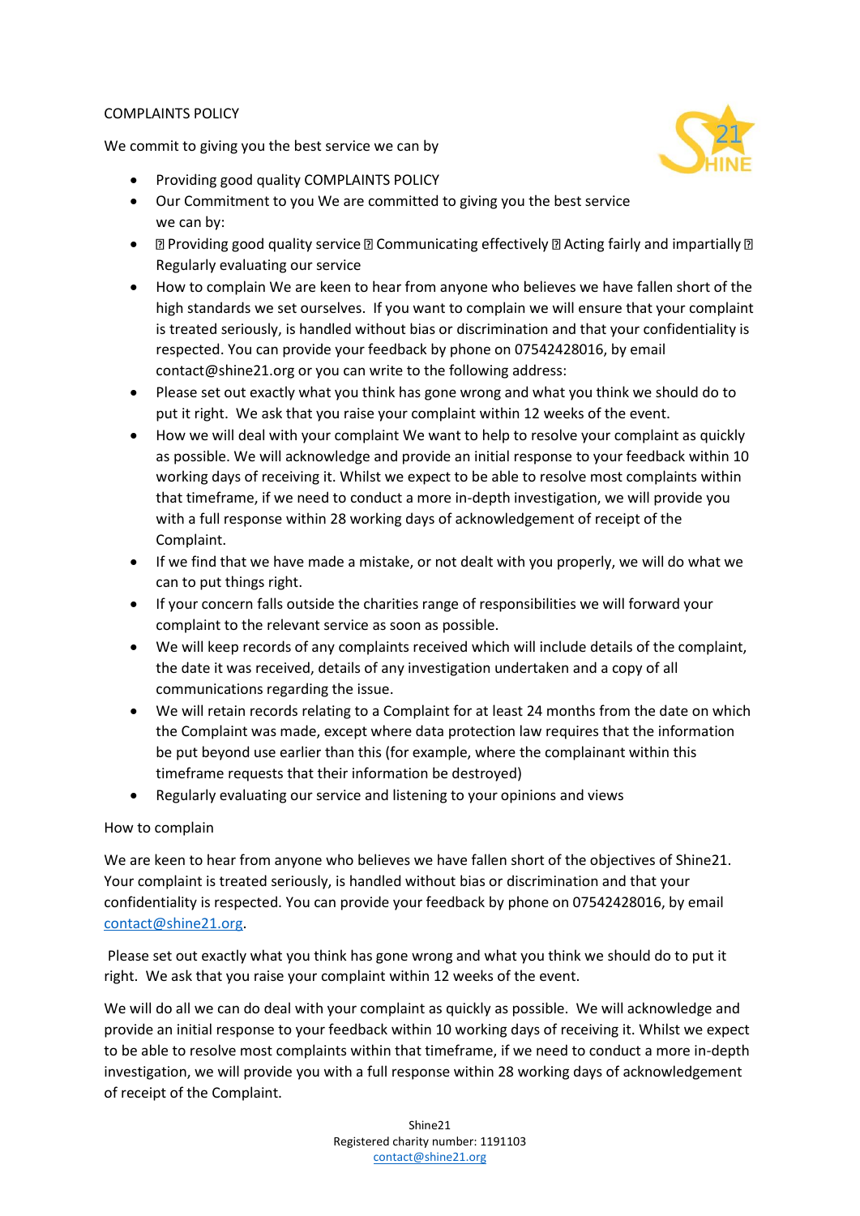COMPLAINTS POLICY

We commit to giving you the best service we can by

- Providing good quality COMPLAINTS POLICY
- Our Commitment to you We are committed to giving you the best service we can by:
- Providing good quality service  Communicating effectively  Acting fairly and impartially  Regularly evaluating our service
- How to complain We are keen to hear from anyone who believes we have fallen short of the high standards we set ourselves. If you want to complain we will ensure that your complaint is treated seriously, is handled without bias or discrimination and that your confidentiality is respected. You can provide your feedback by phone on 07542428016, by email contact@shine21.org or you can write to the following address:
- Please set out exactly what you think has gone wrong and what you think we should do to put it right. We ask that you raise your complaint within 12 weeks of the event.
- How we will deal with your complaint We want to help to resolve your complaint as quickly as possible. We will acknowledge and provide an initial response to your feedback within 10 working days of receiving it. Whilst we expect to be able to resolve most complaints within that timeframe, if we need to conduct a more in-depth investigation, we will provide you with a full response within 28 working days of acknowledgement of receipt of the Complaint.
- If we find that we have made a mistake, or not dealt with you properly, we will do what we can to put things right.
- If your concern falls outside the charities range of responsibilities we will forward your complaint to the relevant service as soon as possible.
- We will keep records of any complaints received which will include details of the complaint, the date it was received, details of any investigation undertaken and a copy of all communications regarding the issue.
- We will retain records relating to a Complaint for at least 24 months from the date on which the Complaint was made, except where data protection law requires that the information be put beyond use earlier than this (for example, where the complainant within this timeframe requests that their information be destroyed)
- Regularly evaluating our service and listening to your opinions and views

How to complain

We are keen to hear from anyone who believes we have fallen short of the objectives of Shine21. Your complaint is treated seriously, is handled without bias or discrimination and that your confidentiality is respected. You can provide your feedback by phone on 07542428016, by email contact@shine21.org.

Please set out exactly what you think has gone wrong and what you think we should do to put it right. We ask that you raise your complaint within 12 weeks of the event.

We will do all we can do deal with your complaint as quickly as possible. We will acknowledge and provide an initial response to your feedback within 10 working days of receiving it. Whilst we expect to be able to resolve most complaints within that timeframe, if we need to conduct a more in-depth investigation, we will provide you with a full response within 28 working days of acknowledgement of receipt of the Complaint.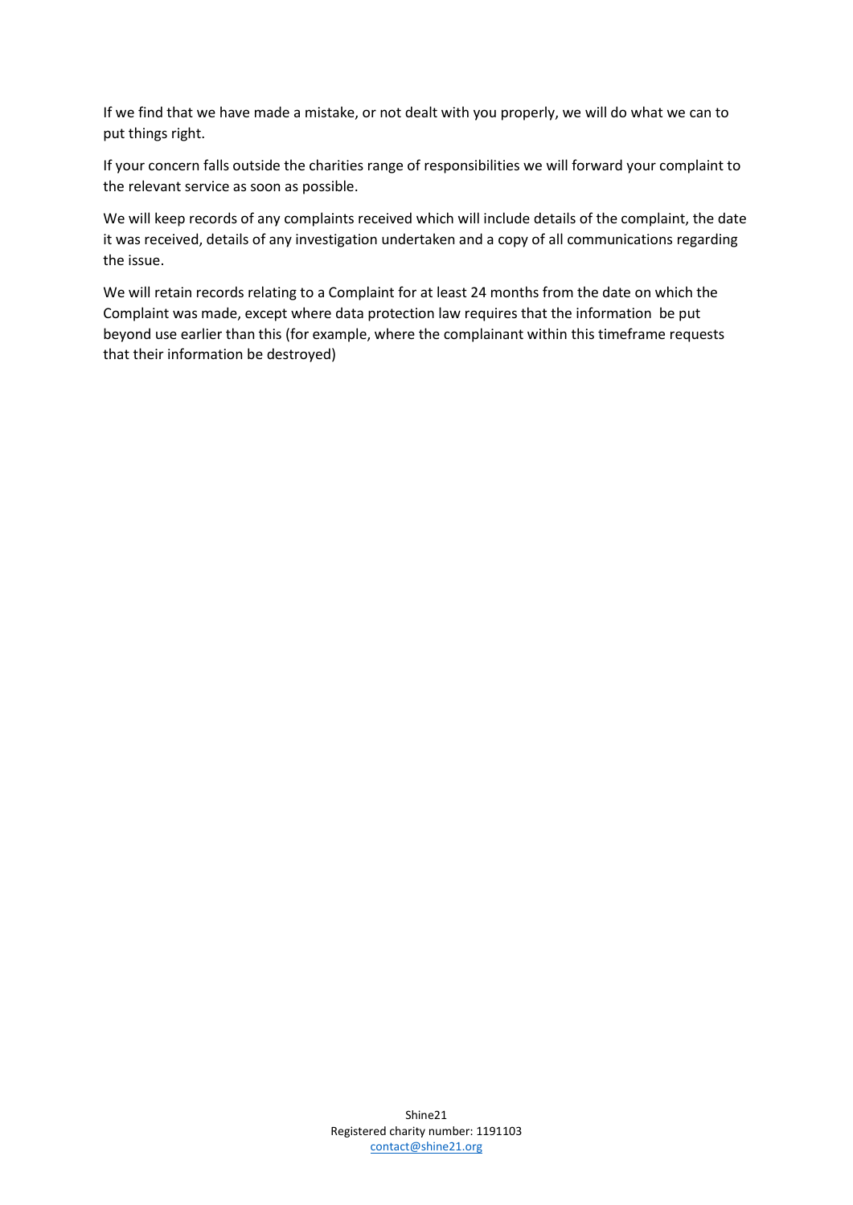If we find that we have made a mistake, or not dealt with you properly, we will do what we can to put things right.

If your concern falls outside the charities range of responsibilities we will forward your complaint to the relevant service as soon as possible.

We will keep records of any complaints received which will include details of the complaint, the date it was received, details of any investigation undertaken and a copy of all communications regarding the issue.

We will retain records relating to a Complaint for at least 24 months from the date on which the Complaint was made, except where data protection law requires that the information be put beyond use earlier than this (for example, where the complainant within this timeframe requests that their information be destroyed)